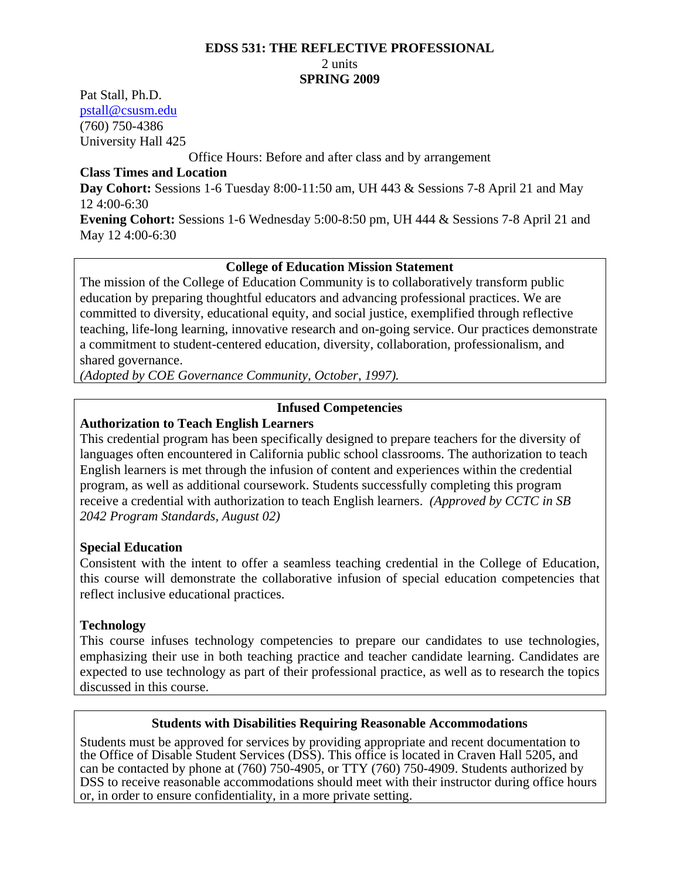# EDSS 531: THE REFLECTIVE PROFESSIONAL

2 units

**SPRING 2009**

Pat Stall, Ph.D.
pstall@csusm.edu
(760) 750-4386
University Hall 425

Office Hours: Before and after class and by arrangement

**Class Times and Location**

**Day Cohort:** Sessions 1-6 Tuesday 8:00-11:50 am, UH 443 & Sessions 7-8 April 21 and May 12 4:00-6:30

**Evening Cohort:** Sessions 1-6 Wednesday 5:00-8:50 pm, UH 444 & Sessions 7-8 April 21 and May 12 4:00-6:30

## College of Education Mission Statement

The mission of the College of Education Community is to collaboratively transform public education by preparing thoughtful educators and advancing professional practices. We are committed to diversity, educational equity, and social justice, exemplified through reflective teaching, life-long learning, innovative research and on-going service. Our practices demonstrate a commitment to student-centered education, diversity, collaboration, professionalism, and shared governance.
*(Adopted by COE Governance Community, October, 1997).*

## Infused Competencies

**Authorization to Teach English Learners**

This credential program has been specifically designed to prepare teachers for the diversity of languages often encountered in California public school classrooms. The authorization to teach English learners is met through the infusion of content and experiences within the credential program, as well as additional coursework. Students successfully completing this program receive a credential with authorization to teach English learners. *(Approved by CCTC in SB 2042 Program Standards, August 02)*

**Special Education**

Consistent with the intent to offer a seamless teaching credential in the College of Education, this course will demonstrate the collaborative infusion of special education competencies that reflect inclusive educational practices.

**Technology**

This course infuses technology competencies to prepare our candidates to use technologies, emphasizing their use in both teaching practice and teacher candidate learning. Candidates are expected to use technology as part of their professional practice, as well as to research the topics discussed in this course.

## Students with Disabilities Requiring Reasonable Accommodations

Students must be approved for services by providing appropriate and recent documentation to the Office of Disable Student Services (DSS). This office is located in Craven Hall 5205, and can be contacted by phone at (760) 750-4905, or TTY (760) 750-4909. Students authorized by DSS to receive reasonable accommodations should meet with their instructor during office hours or, in order to ensure confidentiality, in a more private setting.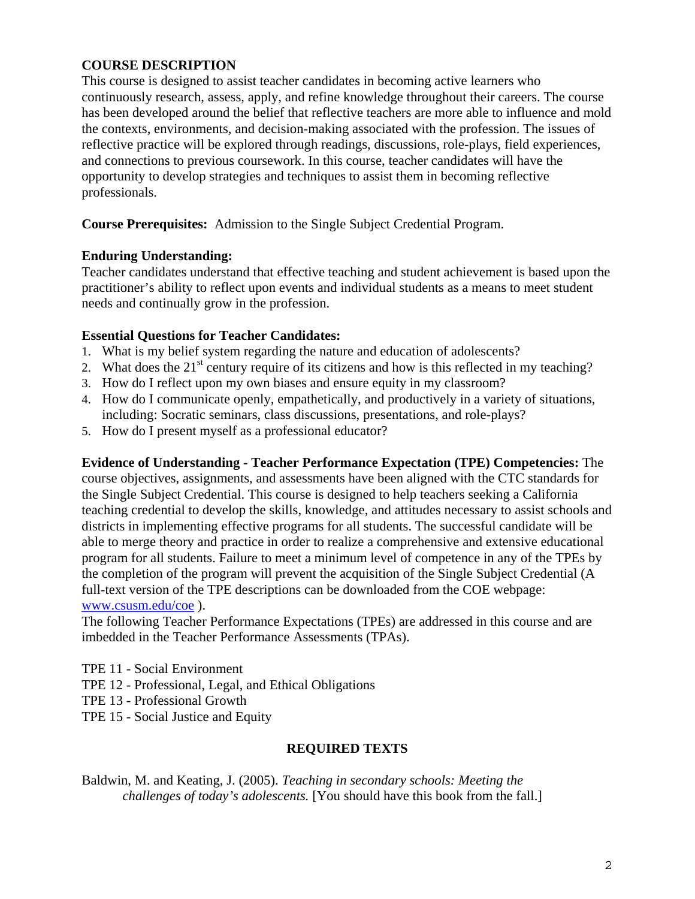## COURSE DESCRIPTION

This course is designed to assist teacher candidates in becoming active learners who continuously research, assess, apply, and refine knowledge throughout their careers. The course has been developed around the belief that reflective teachers are more able to influence and mold the contexts, environments, and decision-making associated with the profession. The issues of reflective practice will be explored through readings, discussions, role-plays, field experiences, and connections to previous coursework. In this course, teacher candidates will have the opportunity to develop strategies and techniques to assist them in becoming reflective professionals.

**Course Prerequisites:** Admission to the Single Subject Credential Program.

### Enduring Understanding:

Teacher candidates understand that effective teaching and student achievement is based upon the practitioner's ability to reflect upon events and individual students as a means to meet student needs and continually grow in the profession.

### Essential Questions for Teacher Candidates:

1. What is my belief system regarding the nature and education of adolescents?
2. What does the 21st century require of its citizens and how is this reflected in my teaching?
3. How do I reflect upon my own biases and ensure equity in my classroom?
4. How do I communicate openly, empathetically, and productively in a variety of situations, including: Socratic seminars, class discussions, presentations, and role-plays?
5. How do I present myself as a professional educator?

**Evidence of Understanding - Teacher Performance Expectation (TPE) Competencies:** The course objectives, assignments, and assessments have been aligned with the CTC standards for the Single Subject Credential. This course is designed to help teachers seeking a California teaching credential to develop the skills, knowledge, and attitudes necessary to assist schools and districts in implementing effective programs for all students. The successful candidate will be able to merge theory and practice in order to realize a comprehensive and extensive educational program for all students. Failure to meet a minimum level of competence in any of the TPEs by the completion of the program will prevent the acquisition of the Single Subject Credential (A full-text version of the TPE descriptions can be downloaded from the COE webpage: www.csusm.edu/coe ).

The following Teacher Performance Expectations (TPEs) are addressed in this course and are imbedded in the Teacher Performance Assessments (TPAs).

TPE 11 - Social Environment
TPE 12 - Professional, Legal, and Ethical Obligations
TPE 13 - Professional Growth
TPE 15 - Social Justice and Equity

## REQUIRED TEXTS

Baldwin, M. and Keating, J. (2005). *Teaching in secondary schools: Meeting the challenges of today's adolescents.* [You should have this book from the fall.]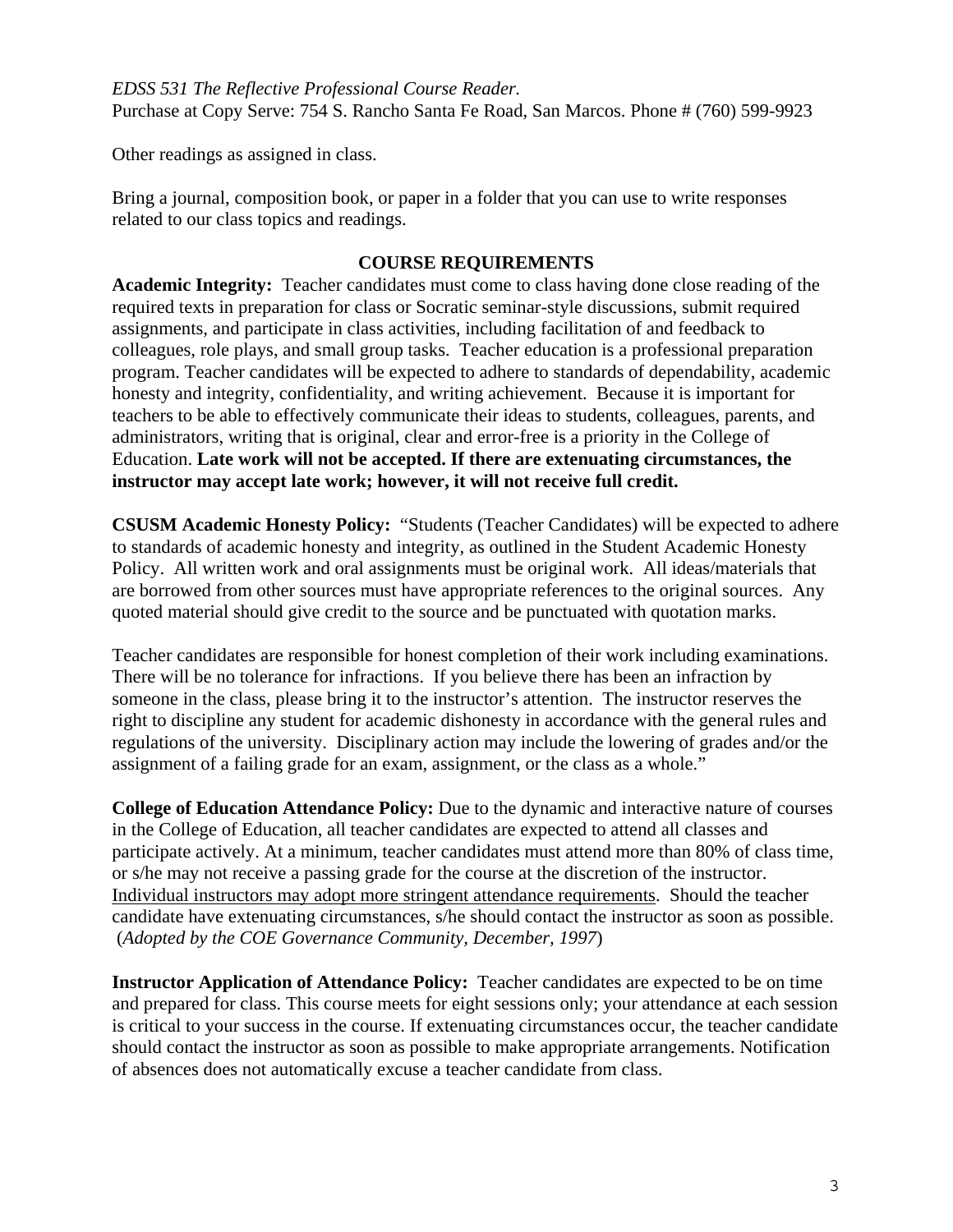*EDSS 531 The Reflective Professional Course Reader.*
Purchase at Copy Serve: 754 S. Rancho Santa Fe Road, San Marcos. Phone # (760) 599-9923

Other readings as assigned in class.

Bring a journal, composition book, or paper in a folder that you can use to write responses related to our class topics and readings.

## COURSE REQUIREMENTS

**Academic Integrity:** Teacher candidates must come to class having done close reading of the required texts in preparation for class or Socratic seminar-style discussions, submit required assignments, and participate in class activities, including facilitation of and feedback to colleagues, role plays, and small group tasks. Teacher education is a professional preparation program. Teacher candidates will be expected to adhere to standards of dependability, academic honesty and integrity, confidentiality, and writing achievement. Because it is important for teachers to be able to effectively communicate their ideas to students, colleagues, parents, and administrators, writing that is original, clear and error-free is a priority in the College of Education. **Late work will not be accepted. If there are extenuating circumstances, the instructor may accept late work; however, it will not receive full credit.**

**CSUSM Academic Honesty Policy:** "Students (Teacher Candidates) will be expected to adhere to standards of academic honesty and integrity, as outlined in the Student Academic Honesty Policy. All written work and oral assignments must be original work. All ideas/materials that are borrowed from other sources must have appropriate references to the original sources. Any quoted material should give credit to the source and be punctuated with quotation marks.

Teacher candidates are responsible for honest completion of their work including examinations. There will be no tolerance for infractions. If you believe there has been an infraction by someone in the class, please bring it to the instructor's attention. The instructor reserves the right to discipline any student for academic dishonesty in accordance with the general rules and regulations of the university. Disciplinary action may include the lowering of grades and/or the assignment of a failing grade for an exam, assignment, or the class as a whole."

**College of Education Attendance Policy:** Due to the dynamic and interactive nature of courses in the College of Education, all teacher candidates are expected to attend all classes and participate actively. At a minimum, teacher candidates must attend more than 80% of class time, or s/he may not receive a passing grade for the course at the discretion of the instructor. <u>Individual instructors may adopt more stringent attendance requirements</u>. Should the teacher candidate have extenuating circumstances, s/he should contact the instructor as soon as possible. (*Adopted by the COE Governance Community, December, 1997*)

**Instructor Application of Attendance Policy:** Teacher candidates are expected to be on time and prepared for class. This course meets for eight sessions only; your attendance at each session is critical to your success in the course. If extenuating circumstances occur, the teacher candidate should contact the instructor as soon as possible to make appropriate arrangements. Notification of absences does not automatically excuse a teacher candidate from class.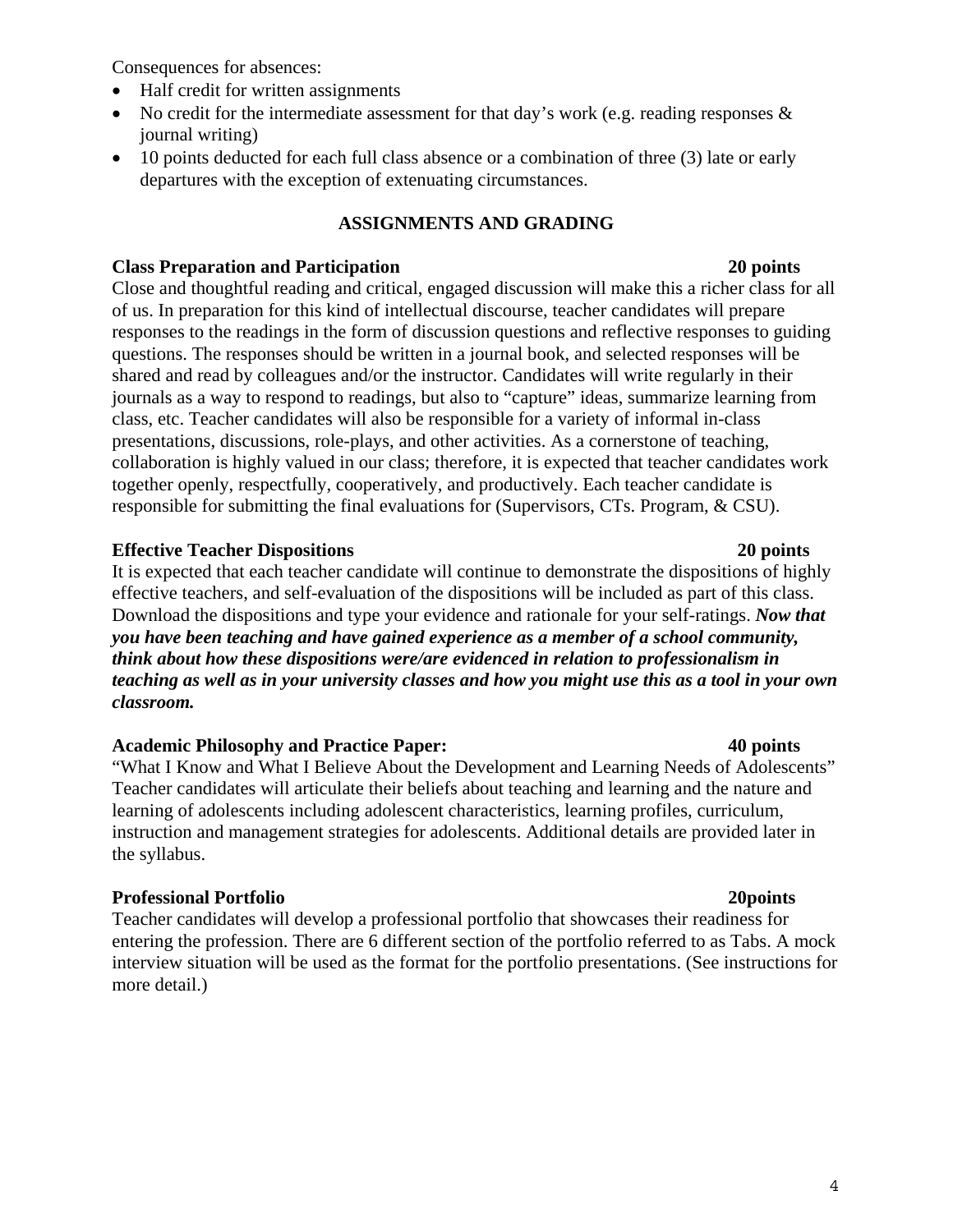Consequences for absences:

- Half credit for written assignments
- No credit for the intermediate assessment for that day's work (e.g. reading responses & journal writing)
- 10 points deducted for each full class absence or a combination of three (3) late or early departures with the exception of extenuating circumstances.

## ASSIGNMENTS AND GRADING

**Class Preparation and Participation** **20 points**

Close and thoughtful reading and critical, engaged discussion will make this a richer class for all of us. In preparation for this kind of intellectual discourse, teacher candidates will prepare responses to the readings in the form of discussion questions and reflective responses to guiding questions. The responses should be written in a journal book, and selected responses will be shared and read by colleagues and/or the instructor. Candidates will write regularly in their journals as a way to respond to readings, but also to "capture" ideas, summarize learning from class, etc. Teacher candidates will also be responsible for a variety of informal in-class presentations, discussions, role-plays, and other activities. As a cornerstone of teaching, collaboration is highly valued in our class; therefore, it is expected that teacher candidates work together openly, respectfully, cooperatively, and productively. Each teacher candidate is responsible for submitting the final evaluations for (Supervisors, CTs. Program, & CSU).

**Effective Teacher Dispositions** **20 points**

It is expected that each teacher candidate will continue to demonstrate the dispositions of highly effective teachers, and self-evaluation of the dispositions will be included as part of this class. Download the dispositions and type your evidence and rationale for your self-ratings. ***Now that you have been teaching and have gained experience as a member of a school community, think about how these dispositions were/are evidenced in relation to professionalism in teaching as well as in your university classes and how you might use this as a tool in your own classroom.***

**Academic Philosophy and Practice Paper:** **40 points**

"What I Know and What I Believe About the Development and Learning Needs of Adolescents" Teacher candidates will articulate their beliefs about teaching and learning and the nature and learning of adolescents including adolescent characteristics, learning profiles, curriculum, instruction and management strategies for adolescents. Additional details are provided later in the syllabus.

**Professional Portfolio** **20points**

Teacher candidates will develop a professional portfolio that showcases their readiness for entering the profession. There are 6 different section of the portfolio referred to as Tabs. A mock interview situation will be used as the format for the portfolio presentations. (See instructions for more detail.)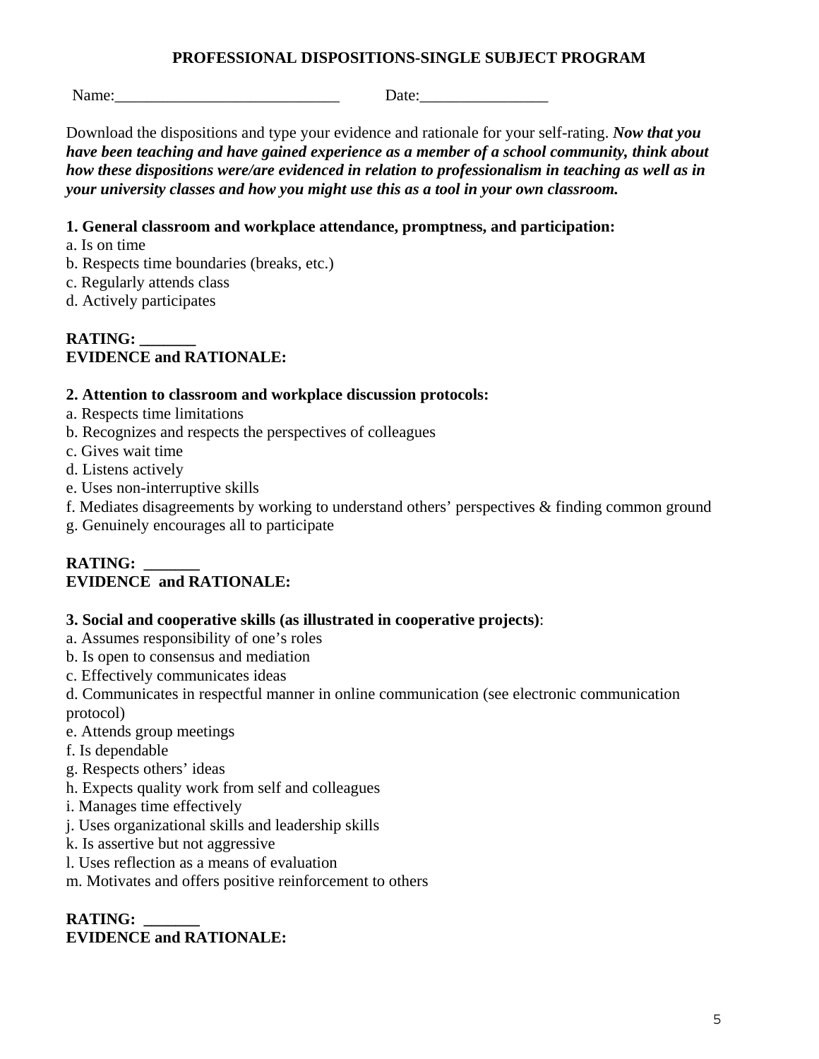## PROFESSIONAL DISPOSITIONS-SINGLE SUBJECT PROGRAM

Name:____________________________ Date:________________

Download the dispositions and type your evidence and rationale for your self-rating. ***Now that you have been teaching and have gained experience as a member of a school community, think about how these dispositions were/are evidenced in relation to professionalism in teaching as well as in your university classes and how you might use this as a tool in your own classroom.***

**1. General classroom and workplace attendance, promptness, and participation:**

a. Is on time
b. Respects time boundaries (breaks, etc.)
c. Regularly attends class
d. Actively participates

**RATING: _______**
**EVIDENCE and RATIONALE:**

**2. Attention to classroom and workplace discussion protocols:**

a. Respects time limitations
b. Recognizes and respects the perspectives of colleagues
c. Gives wait time
d. Listens actively
e. Uses non-interruptive skills
f. Mediates disagreements by working to understand others' perspectives & finding common ground
g. Genuinely encourages all to participate

**RATING: _______**
**EVIDENCE and RATIONALE:**

**3. Social and cooperative skills (as illustrated in cooperative projects)**:

a. Assumes responsibility of one's roles
b. Is open to consensus and mediation
c. Effectively communicates ideas
d. Communicates in respectful manner in online communication (see electronic communication protocol)
e. Attends group meetings
f. Is dependable
g. Respects others' ideas
h. Expects quality work from self and colleagues
i. Manages time effectively
j. Uses organizational skills and leadership skills
k. Is assertive but not aggressive
l. Uses reflection as a means of evaluation
m. Motivates and offers positive reinforcement to others

**RATING: _______**
**EVIDENCE and RATIONALE:**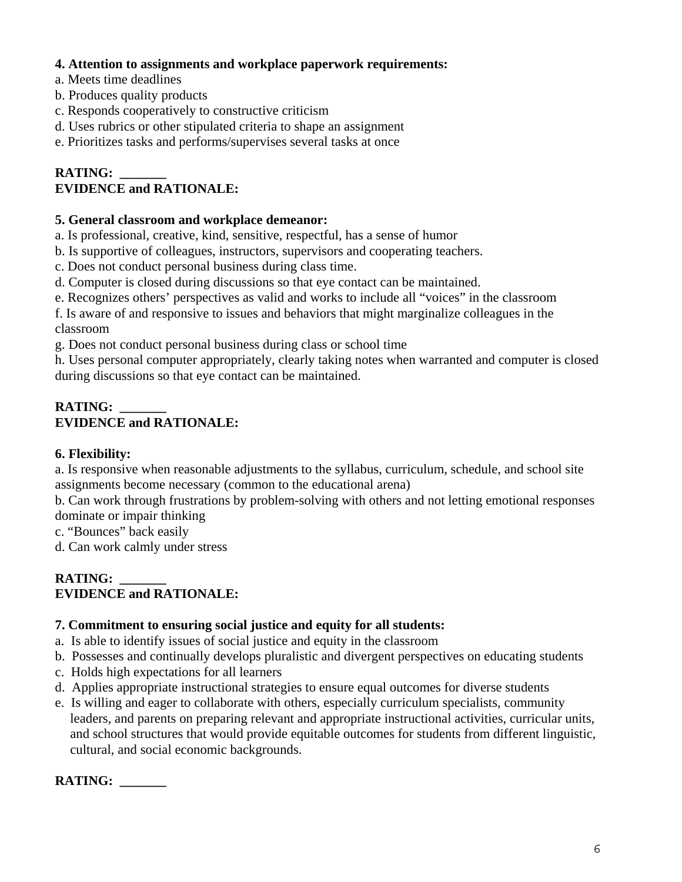**4. Attention to assignments and workplace paperwork requirements:**
a. Meets time deadlines
b. Produces quality products
c. Responds cooperatively to constructive criticism
d. Uses rubrics or other stipulated criteria to shape an assignment
e. Prioritizes tasks and performs/supervises several tasks at once

**RATING: _______**
**EVIDENCE and RATIONALE:**

**5. General classroom and workplace demeanor:**
a. Is professional, creative, kind, sensitive, respectful, has a sense of humor
b. Is supportive of colleagues, instructors, supervisors and cooperating teachers.
c. Does not conduct personal business during class time.
d. Computer is closed during discussions so that eye contact can be maintained.
e. Recognizes others' perspectives as valid and works to include all "voices" in the classroom
f. Is aware of and responsive to issues and behaviors that might marginalize colleagues in the classroom
g. Does not conduct personal business during class or school time
h. Uses personal computer appropriately, clearly taking notes when warranted and computer is closed during discussions so that eye contact can be maintained.

**RATING: _______**
**EVIDENCE and RATIONALE:**

**6. Flexibility:**
a. Is responsive when reasonable adjustments to the syllabus, curriculum, schedule, and school site assignments become necessary (common to the educational arena)
b. Can work through frustrations by problem-solving with others and not letting emotional responses dominate or impair thinking
c. "Bounces" back easily
d. Can work calmly under stress

**RATING: _______**
**EVIDENCE and RATIONALE:**

**7. Commitment to ensuring social justice and equity for all students:**
a. Is able to identify issues of social justice and equity in the classroom
b. Possesses and continually develops pluralistic and divergent perspectives on educating students
c. Holds high expectations for all learners
d. Applies appropriate instructional strategies to ensure equal outcomes for diverse students
e. Is willing and eager to collaborate with others, especially curriculum specialists, community leaders, and parents on preparing relevant and appropriate instructional activities, curricular units, and school structures that would provide equitable outcomes for students from different linguistic, cultural, and social economic backgrounds.

**RATING: _______**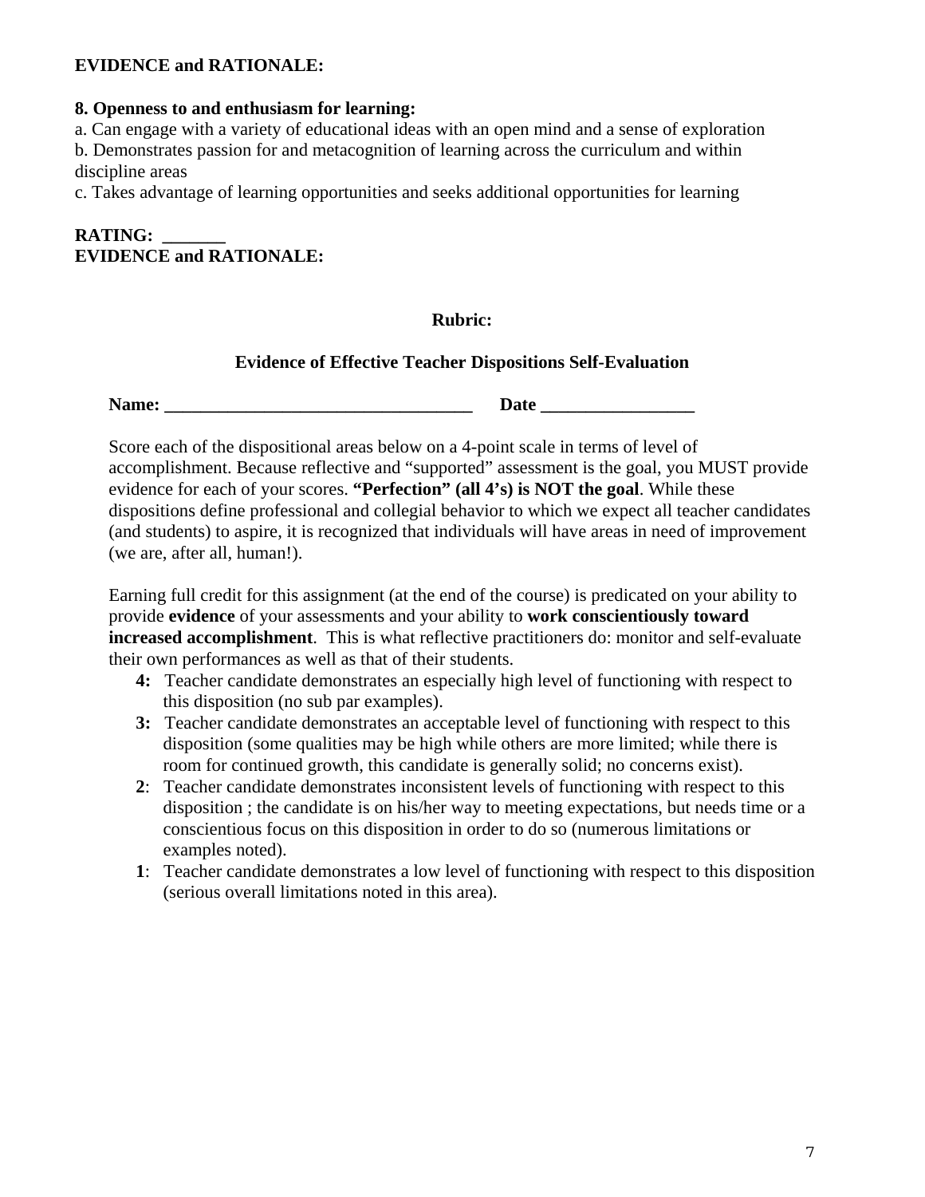**EVIDENCE and RATIONALE:**

**8. Openness to and enthusiasm for learning:**

a. Can engage with a variety of educational ideas with an open mind and a sense of exploration
b. Demonstrates passion for and metacognition of learning across the curriculum and within discipline areas
c. Takes advantage of learning opportunities and seeks additional opportunities for learning

**RATING: _______**
**EVIDENCE and RATIONALE:**

**Rubric:**

**Evidence of Effective Teacher Dispositions Self-Evaluation**

**Name: ___________________________________ Date _________________**

Score each of the dispositional areas below on a 4-point scale in terms of level of accomplishment. Because reflective and "supported" assessment is the goal, you MUST provide evidence for each of your scores. **"Perfection" (all 4's) is NOT the goal**. While these dispositions define professional and collegial behavior to which we expect all teacher candidates (and students) to aspire, it is recognized that individuals will have areas in need of improvement (we are, after all, human!).

Earning full credit for this assignment (at the end of the course) is predicated on your ability to provide **evidence** of your assessments and your ability to **work conscientiously toward increased accomplishment**. This is what reflective practitioners do: monitor and self-evaluate their own performances as well as that of their students.

- **4:** Teacher candidate demonstrates an especially high level of functioning with respect to this disposition (no sub par examples).
- **3:** Teacher candidate demonstrates an acceptable level of functioning with respect to this disposition (some qualities may be high while others are more limited; while there is room for continued growth, this candidate is generally solid; no concerns exist).
- **2**: Teacher candidate demonstrates inconsistent levels of functioning with respect to this disposition ; the candidate is on his/her way to meeting expectations, but needs time or a conscientious focus on this disposition in order to do so (numerous limitations or examples noted).
- **1**: Teacher candidate demonstrates a low level of functioning with respect to this disposition (serious overall limitations noted in this area).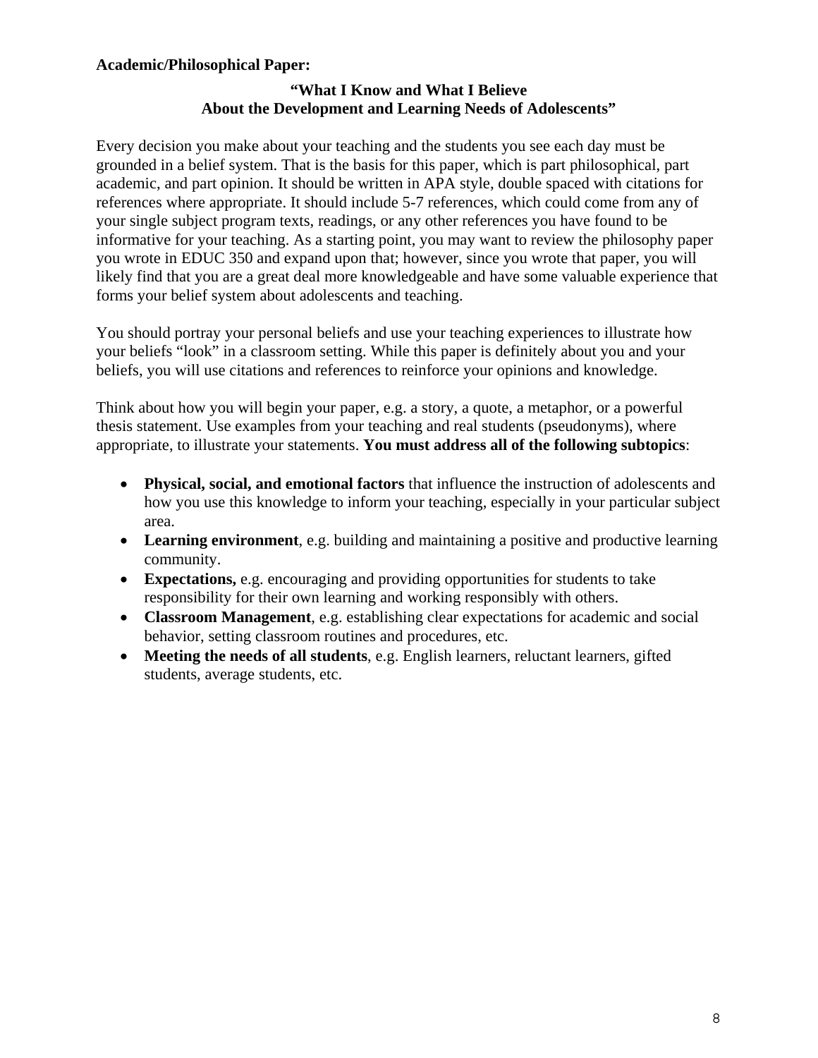**Academic/Philosophical Paper:**

**"What I Know and What I Believe**
**About the Development and Learning Needs of Adolescents"**

Every decision you make about your teaching and the students you see each day must be grounded in a belief system. That is the basis for this paper, which is part philosophical, part academic, and part opinion. It should be written in APA style, double spaced with citations for references where appropriate. It should include 5-7 references, which could come from any of your single subject program texts, readings, or any other references you have found to be informative for your teaching. As a starting point, you may want to review the philosophy paper you wrote in EDUC 350 and expand upon that; however, since you wrote that paper, you will likely find that you are a great deal more knowledgeable and have some valuable experience that forms your belief system about adolescents and teaching.

You should portray your personal beliefs and use your teaching experiences to illustrate how your beliefs "look" in a classroom setting. While this paper is definitely about you and your beliefs, you will use citations and references to reinforce your opinions and knowledge.

Think about how you will begin your paper, e.g. a story, a quote, a metaphor, or a powerful thesis statement. Use examples from your teaching and real students (pseudonyms), where appropriate, to illustrate your statements. **You must address all of the following subtopics**:

- **Physical, social, and emotional factors** that influence the instruction of adolescents and how you use this knowledge to inform your teaching, especially in your particular subject area.
- **Learning environment**, e.g. building and maintaining a positive and productive learning community.
- **Expectations,** e.g. encouraging and providing opportunities for students to take responsibility for their own learning and working responsibly with others.
- **Classroom Management**, e.g. establishing clear expectations for academic and social behavior, setting classroom routines and procedures, etc.
- **Meeting the needs of all students**, e.g. English learners, reluctant learners, gifted students, average students, etc.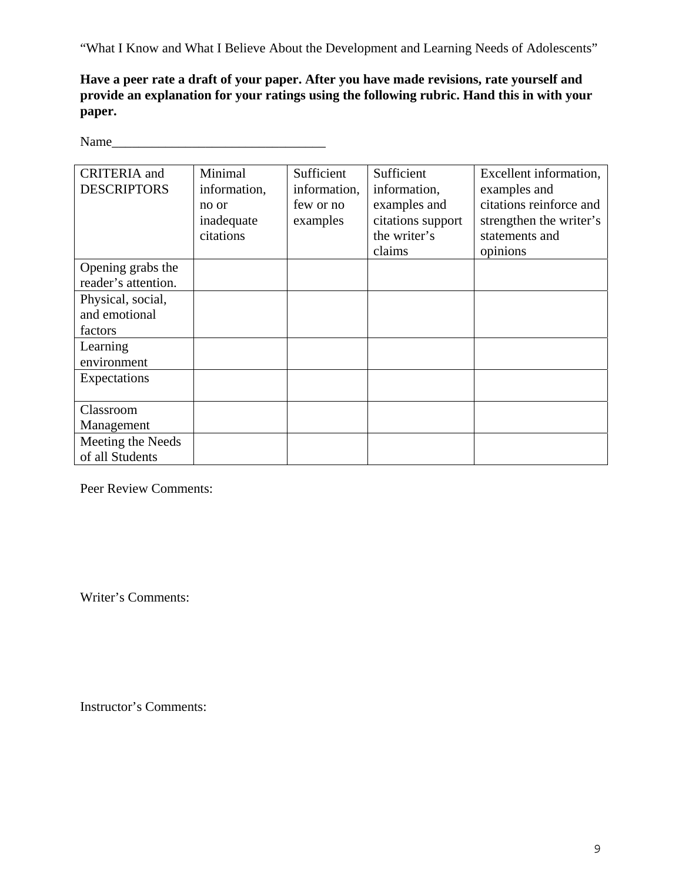"What I Know and What I Believe About the Development and Learning Needs of Adolescents"

**Have a peer rate a draft of your paper. After you have made revisions, rate yourself and provide an explanation for your ratings using the following rubric. Hand this in with your paper.**

Name________________________________

| CRITERIA and DESCRIPTORS | Minimal information, no or inadequate citations | Sufficient information, few or no examples | Sufficient information, examples and citations support the writer's claims | Excellent information, examples and citations reinforce and strengthen the writer's statements and opinions |
|---|---|---|---|---|
| Opening grabs the reader's attention. | | | | |
| Physical, social, and emotional factors | | | | |
| Learning environment | | | | |
| Expectations | | | | |
| Classroom Management | | | | |
| Meeting the Needs of all Students | | | | |

Peer Review Comments:

Writer's Comments:

Instructor's Comments: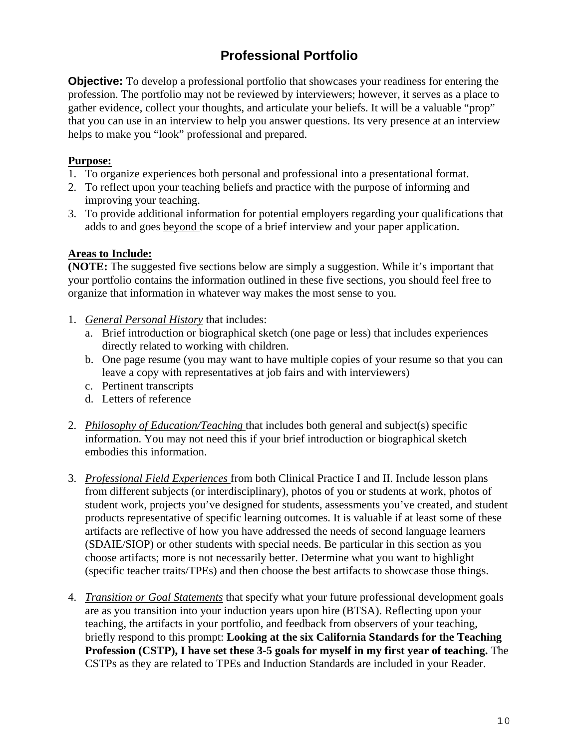# Professional Portfolio

**Objective:** To develop a professional portfolio that showcases your readiness for entering the profession. The portfolio may not be reviewed by interviewers; however, it serves as a place to gather evidence, collect your thoughts, and articulate your beliefs. It will be a valuable "prop" that you can use in an interview to help you answer questions. Its very presence at an interview helps to make you "look" professional and prepared.

**Purpose:**

1. To organize experiences both personal and professional into a presentational format.
2. To reflect upon your teaching beliefs and practice with the purpose of informing and improving your teaching.
3. To provide additional information for potential employers regarding your qualifications that adds to and goes beyond the scope of a brief interview and your paper application.

**Areas to Include:**

**(NOTE:** The suggested five sections below are simply a suggestion. While it's important that your portfolio contains the information outlined in these five sections, you should feel free to organize that information in whatever way makes the most sense to you.

1. *General Personal History* that includes:
   a. Brief introduction or biographical sketch (one page or less) that includes experiences directly related to working with children.
   b. One page resume (you may want to have multiple copies of your resume so that you can leave a copy with representatives at job fairs and with interviewers)
   c. Pertinent transcripts
   d. Letters of reference

2. *Philosophy of Education/Teaching* that includes both general and subject(s) specific information. You may not need this if your brief introduction or biographical sketch embodies this information.

3. *Professional Field Experiences* from both Clinical Practice I and II. Include lesson plans from different subjects (or interdisciplinary), photos of you or students at work, photos of student work, projects you've designed for students, assessments you've created, and student products representative of specific learning outcomes. It is valuable if at least some of these artifacts are reflective of how you have addressed the needs of second language learners (SDAIE/SIOP) or other students with special needs. Be particular in this section as you choose artifacts; more is not necessarily better. Determine what you want to highlight (specific teacher traits/TPEs) and then choose the best artifacts to showcase those things.

4. *Transition or Goal Statements* that specify what your future professional development goals are as you transition into your induction years upon hire (BTSA). Reflecting upon your teaching, the artifacts in your portfolio, and feedback from observers of your teaching, briefly respond to this prompt: **Looking at the six California Standards for the Teaching Profession (CSTP), I have set these 3-5 goals for myself in my first year of teaching.** The CSTPs as they are related to TPEs and Induction Standards are included in your Reader.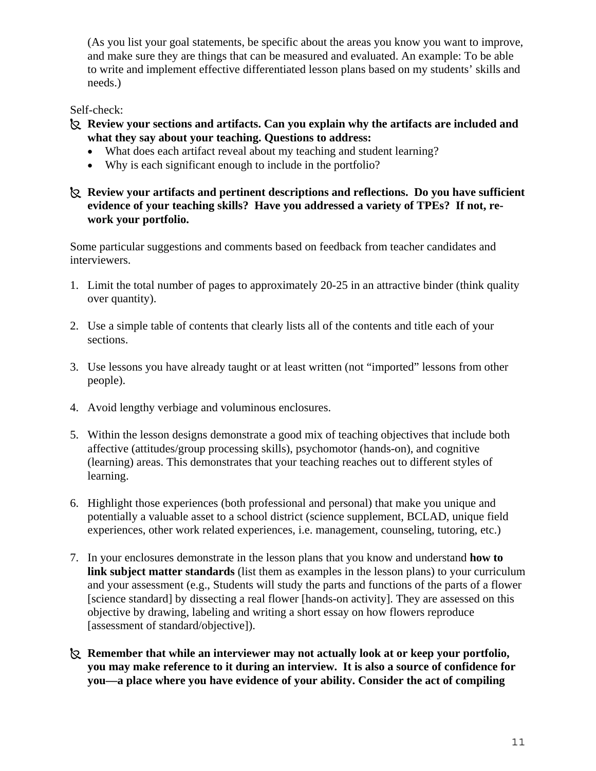(As you list your goal statements, be specific about the areas you know you want to improve, and make sure they are things that can be measured and evaluated. An example: To be able to write and implement effective differentiated lesson plans based on my students' skills and needs.)

Self-check:

- **Review your sections and artifacts. Can you explain why the artifacts are included and what they say about your teaching. Questions to address:**
  - What does each artifact reveal about my teaching and student learning?
  - Why is each significant enough to include in the portfolio?

- **Review your artifacts and pertinent descriptions and reflections. Do you have sufficient evidence of your teaching skills? Have you addressed a variety of TPEs? If not, re-work your portfolio.**

Some particular suggestions and comments based on feedback from teacher candidates and interviewers.

1. Limit the total number of pages to approximately 20-25 in an attractive binder (think quality over quantity).

2. Use a simple table of contents that clearly lists all of the contents and title each of your sections.

3. Use lessons you have already taught or at least written (not "imported" lessons from other people).

4. Avoid lengthy verbiage and voluminous enclosures.

5. Within the lesson designs demonstrate a good mix of teaching objectives that include both affective (attitudes/group processing skills), psychomotor (hands-on), and cognitive (learning) areas. This demonstrates that your teaching reaches out to different styles of learning.

6. Highlight those experiences (both professional and personal) that make you unique and potentially a valuable asset to a school district (science supplement, BCLAD, unique field experiences, other work related experiences, i.e. management, counseling, tutoring, etc.)

7. In your enclosures demonstrate in the lesson plans that you know and understand **how to link subject matter standards** (list them as examples in the lesson plans) to your curriculum and your assessment (e.g., Students will study the parts and functions of the parts of a flower [science standard] by dissecting a real flower [hands-on activity]. They are assessed on this objective by drawing, labeling and writing a short essay on how flowers reproduce [assessment of standard/objective]).

- **Remember that while an interviewer may not actually look at or keep your portfolio, you may make reference to it during an interview. It is also a source of confidence for you—a place where you have evidence of your ability. Consider the act of compiling**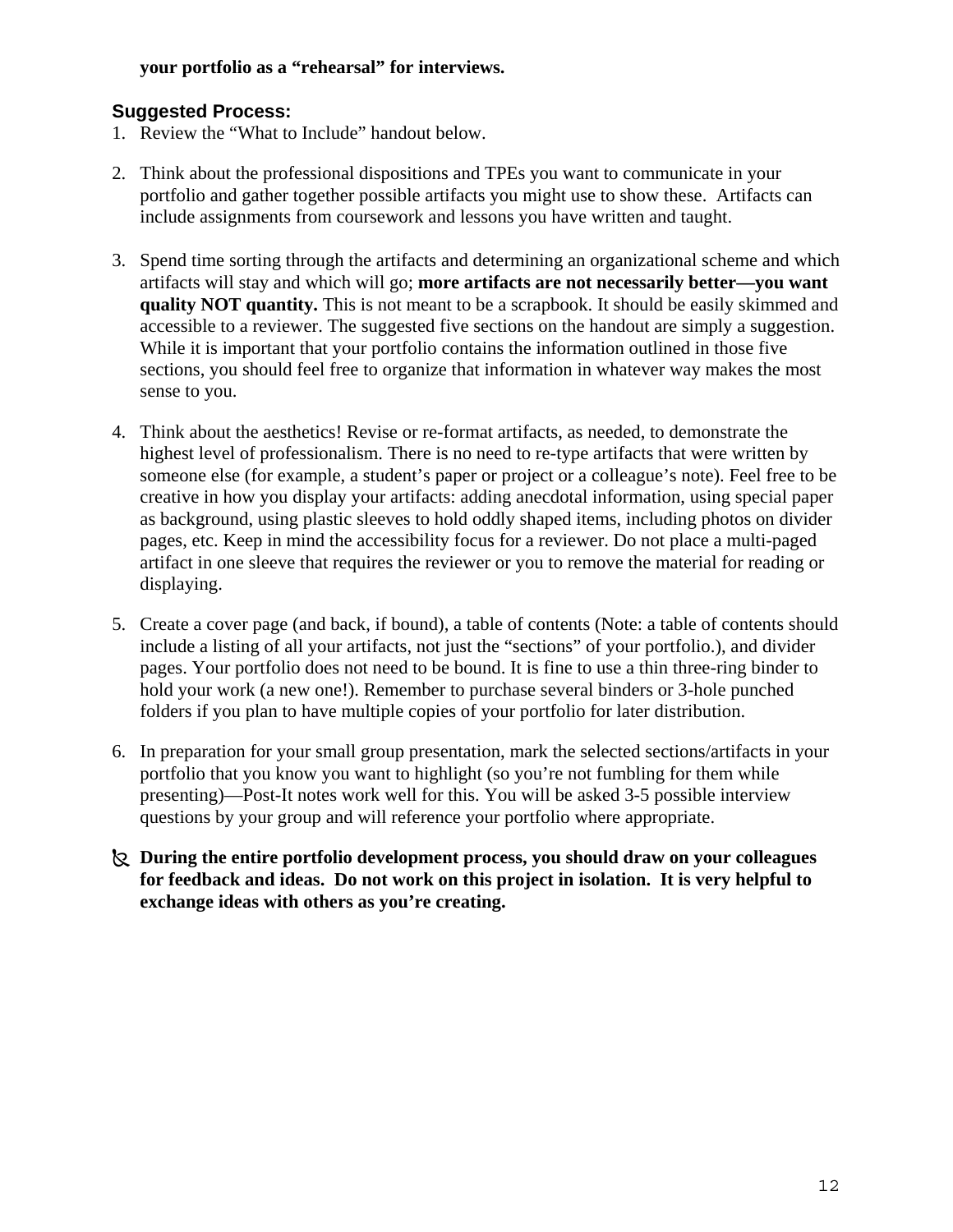**your portfolio as a "rehearsal" for interviews.**

### Suggested Process:

1. Review the "What to Include" handout below.

2. Think about the professional dispositions and TPEs you want to communicate in your portfolio and gather together possible artifacts you might use to show these. Artifacts can include assignments from coursework and lessons you have written and taught.

3. Spend time sorting through the artifacts and determining an organizational scheme and which artifacts will stay and which will go; **more artifacts are not necessarily better—you want quality NOT quantity.** This is not meant to be a scrapbook. It should be easily skimmed and accessible to a reviewer. The suggested five sections on the handout are simply a suggestion. While it is important that your portfolio contains the information outlined in those five sections, you should feel free to organize that information in whatever way makes the most sense to you.

4. Think about the aesthetics! Revise or re-format artifacts, as needed, to demonstrate the highest level of professionalism. There is no need to re-type artifacts that were written by someone else (for example, a student's paper or project or a colleague's note). Feel free to be creative in how you display your artifacts: adding anecdotal information, using special paper as background, using plastic sleeves to hold oddly shaped items, including photos on divider pages, etc. Keep in mind the accessibility focus for a reviewer. Do not place a multi-paged artifact in one sleeve that requires the reviewer or you to remove the material for reading or displaying.

5. Create a cover page (and back, if bound), a table of contents (Note: a table of contents should include a listing of all your artifacts, not just the "sections" of your portfolio.), and divider pages. Your portfolio does not need to be bound. It is fine to use a thin three-ring binder to hold your work (a new one!). Remember to purchase several binders or 3-hole punched folders if you plan to have multiple copies of your portfolio for later distribution.

6. In preparation for your small group presentation, mark the selected sections/artifacts in your portfolio that you know you want to highlight (so you're not fumbling for them while presenting)—Post-It notes work well for this. You will be asked 3-5 possible interview questions by your group and will reference your portfolio where appropriate.

- **During the entire portfolio development process, you should draw on your colleagues for feedback and ideas. Do not work on this project in isolation. It is very helpful to exchange ideas with others as you're creating.**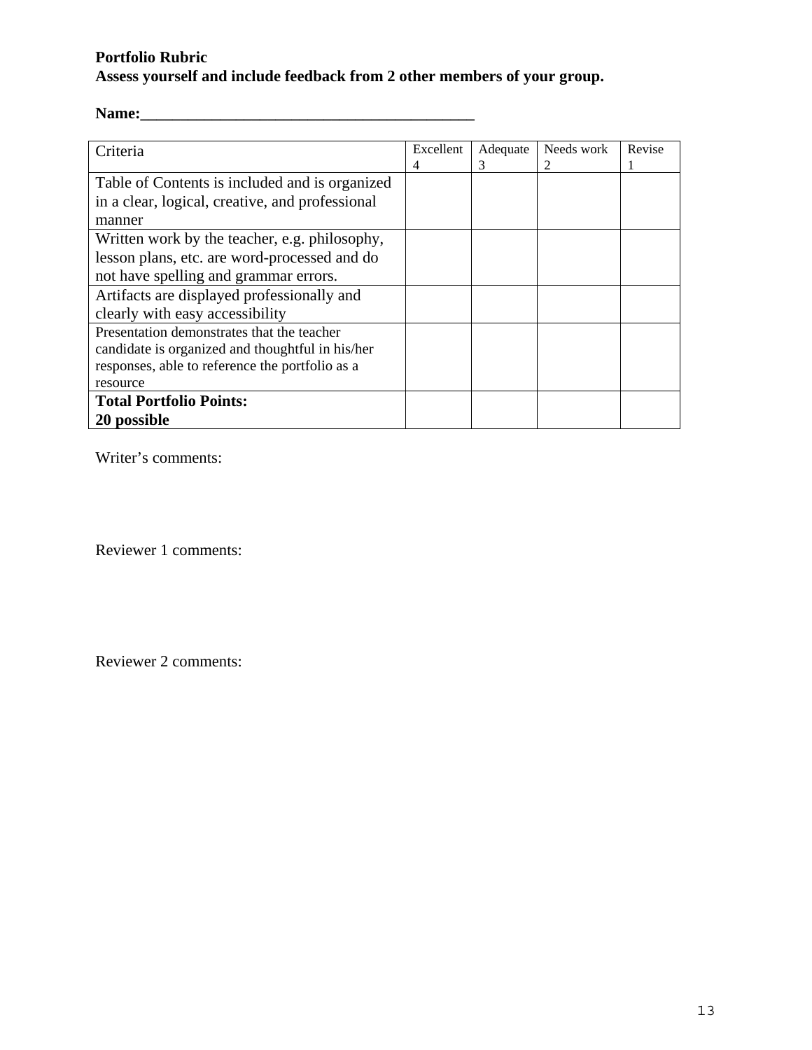**Portfolio Rubric**
**Assess yourself and include feedback from 2 other members of your group.**

**Name:__________________________________________**

| Criteria | Excellent 4 | Adequate 3 | Needs work 2 | Revise 1 |
|---|---|---|---|---|
| Table of Contents is included and is organized in a clear, logical, creative, and professional manner | | | | |
| Written work by the teacher, e.g. philosophy, lesson plans, etc. are word-processed and do not have spelling and grammar errors. | | | | |
| Artifacts are displayed professionally and clearly with easy accessibility | | | | |
| Presentation demonstrates that the teacher candidate is organized and thoughtful in his/her responses, able to reference the portfolio as a resource | | | | |
| **Total Portfolio Points: 20 possible** | | | | |

Writer's comments:

Reviewer 1 comments:

Reviewer 2 comments: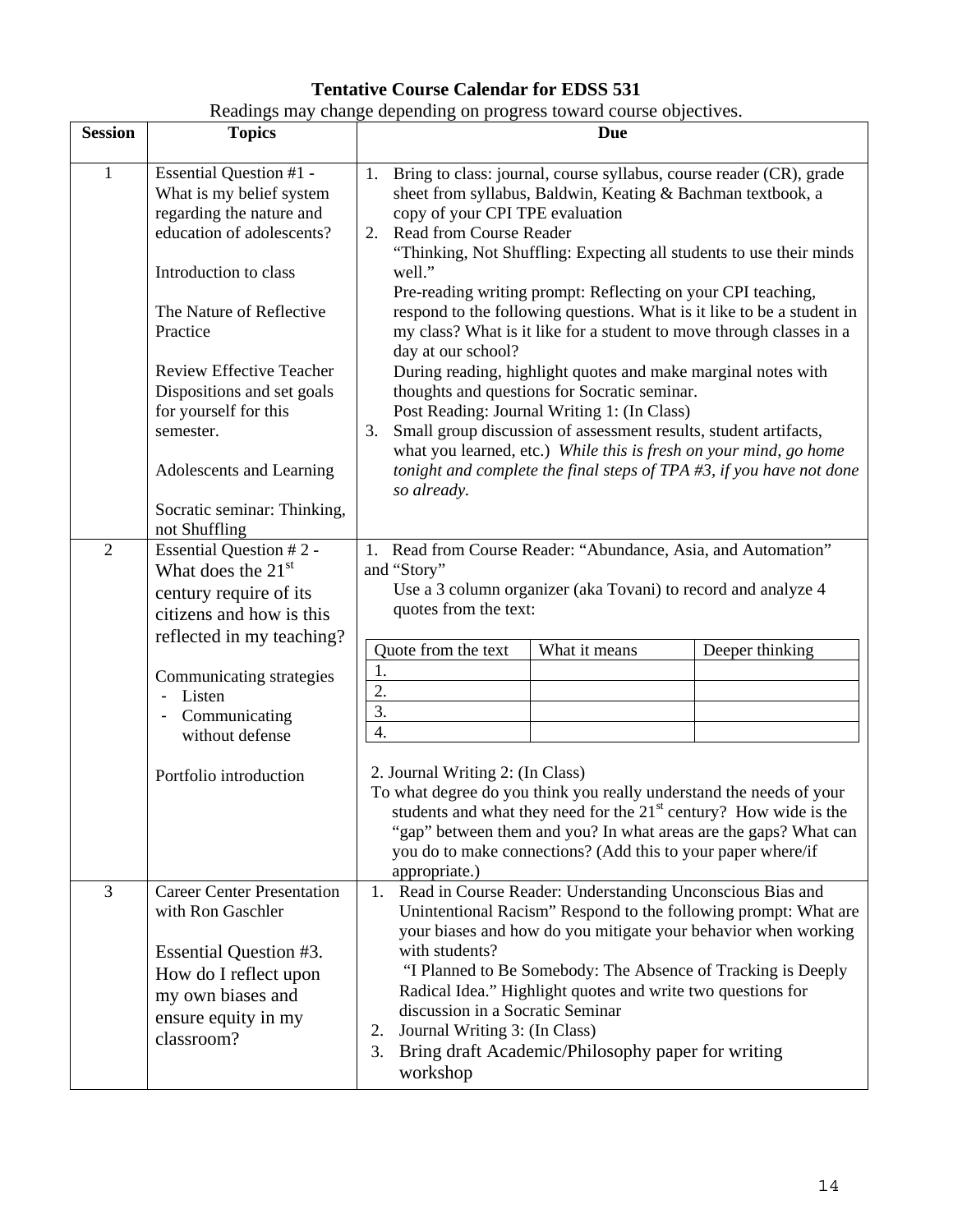# Tentative Course Calendar for EDSS 531

Readings may change depending on progress toward course objectives.

| Session | Topics | Due |
|---|---|---|
| 1 | Essential Question #1 - What is my belief system regarding the nature and education of adolescents?<br><br>Introduction to class<br><br>The Nature of Reflective Practice<br><br>Review Effective Teacher Dispositions and set goals for yourself for this semester.<br><br>Adolescents and Learning<br><br>Socratic seminar: Thinking, not Shuffling | 1. Bring to class: journal, course syllabus, course reader (CR), grade sheet from syllabus, Baldwin, Keating & Bachman textbook, a copy of your CPI TPE evaluation<br>2. Read from Course Reader<br>"Thinking, Not Shuffling: Expecting all students to use their minds well."<br>Pre-reading writing prompt: Reflecting on your CPI teaching, respond to the following questions. What is it like to be a student in my class? What is it like for a student to move through classes in a day at our school?<br>During reading, highlight quotes and make marginal notes with thoughts and questions for Socratic seminar.<br>Post Reading: Journal Writing 1: (In Class)<br>3. Small group discussion of assessment results, student artifacts, what you learned, etc.) *While this is fresh on your mind, go home tonight and complete the final steps of TPA #3, if you have not done so already.* |
| 2 | Essential Question # 2 - What does the 21st century require of its citizens and how is this reflected in my teaching?<br><br>Communicating strategies<br>- Listen<br>- Communicating without defense<br><br>Portfolio introduction | 1. Read from Course Reader: "Abundance, Asia, and Automation" and "Story"<br>Use a 3 column organizer (aka Tovani) to record and analyze 4 quotes from the text:<br><br>Quote from the text / What it means / Deeper thinking<br>1. <br>2. <br>3. <br>4. <br><br>2. Journal Writing 2: (In Class)<br>To what degree do you think you really understand the needs of your students and what they need for the 21st century? How wide is the "gap" between them and you? In what areas are the gaps? What can you do to make connections? (Add this to your paper where/if appropriate.) |
| 3 | Career Center Presentation with Ron Gaschler<br><br>Essential Question #3. How do I reflect upon my own biases and ensure equity in my classroom? | 1. Read in Course Reader: Understanding Unconscious Bias and Unintentional Racism" Respond to the following prompt: What are your biases and how do you mitigate your behavior when working with students?<br>"I Planned to Be Somebody: The Absence of Tracking is Deeply Radical Idea." Highlight quotes and write two questions for discussion in a Socratic Seminar<br>2. Journal Writing 3: (In Class)<br>3. Bring draft Academic/Philosophy paper for writing workshop |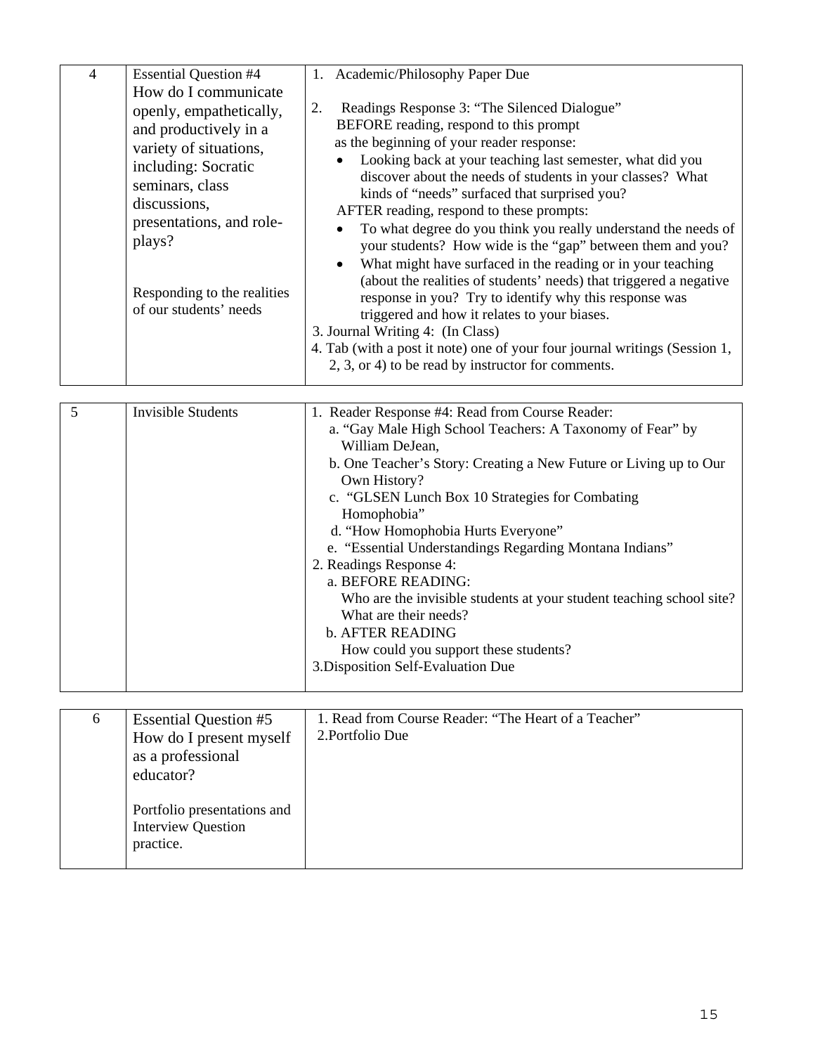| 4 | Essential Question #4<br>How do I communicate openly, empathetically, and productively in a variety of situations, including: Socratic seminars, class discussions, presentations, and role-plays?<br><br>Responding to the realities of our students' needs | 1. Academic/Philosophy Paper Due<br><br>2. Readings Response 3: "The Silenced Dialogue"<br>BEFORE reading, respond to this prompt as the beginning of your reader response:<br>• Looking back at your teaching last semester, what did you discover about the needs of students in your classes? What kinds of "needs" surfaced that surprised you?<br>AFTER reading, respond to these prompts:<br>• To what degree do you think you really understand the needs of your students? How wide is the "gap" between them and you?<br>• What might have surfaced in the reading or in your teaching (about the realities of students' needs) that triggered a negative response in you? Try to identify why this response was triggered and how it relates to your biases.<br>3. Journal Writing 4: (In Class)<br>4. Tab (with a post it note) one of your four journal writings (Session 1, 2, 3, or 4) to be read by instructor for comments. |
|---|---|---|

| 5 | Invisible Students | 1. Reader Response #4: Read from Course Reader:<br>a. "Gay Male High School Teachers: A Taxonomy of Fear" by William DeJean,<br>b. One Teacher's Story: Creating a New Future or Living up to Our Own History?<br>c. "GLSEN Lunch Box 10 Strategies for Combating Homophobia"<br>d. "How Homophobia Hurts Everyone"<br>e. "Essential Understandings Regarding Montana Indians"<br>2. Readings Response 4:<br>a. BEFORE READING:<br>Who are the invisible students at your student teaching school site? What are their needs?<br>b. AFTER READING<br>How could you support these students?<br>3. Disposition Self-Evaluation Due |
|---|---|---|

| 6 | Essential Question #5<br>How do I present myself as a professional educator?<br><br>Portfolio presentations and Interview Question practice. | 1. Read from Course Reader: "The Heart of a Teacher"<br>2. Portfolio Due |
|---|---|---|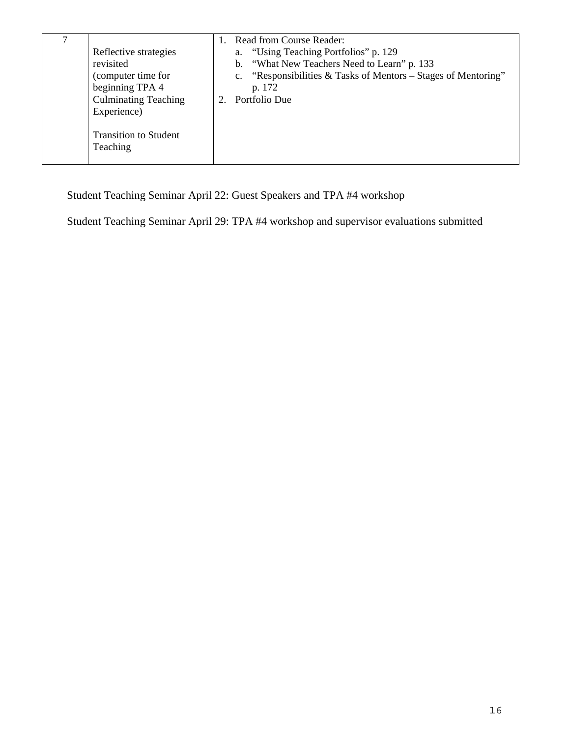| 7 | Reflective strategies revisited (computer time for beginning TPA 4 Culminating Teaching Experience)<br><br>Transition to Student Teaching | 1. Read from Course Reader:<br>a. "Using Teaching Portfolios" p. 129<br>b. "What New Teachers Need to Learn" p. 133<br>c. "Responsibilities & Tasks of Mentors – Stages of Mentoring" p. 172<br>2. Portfolio Due |
|---|---|---|

Student Teaching Seminar April 22: Guest Speakers and TPA #4 workshop

Student Teaching Seminar April 29: TPA #4 workshop and supervisor evaluations submitted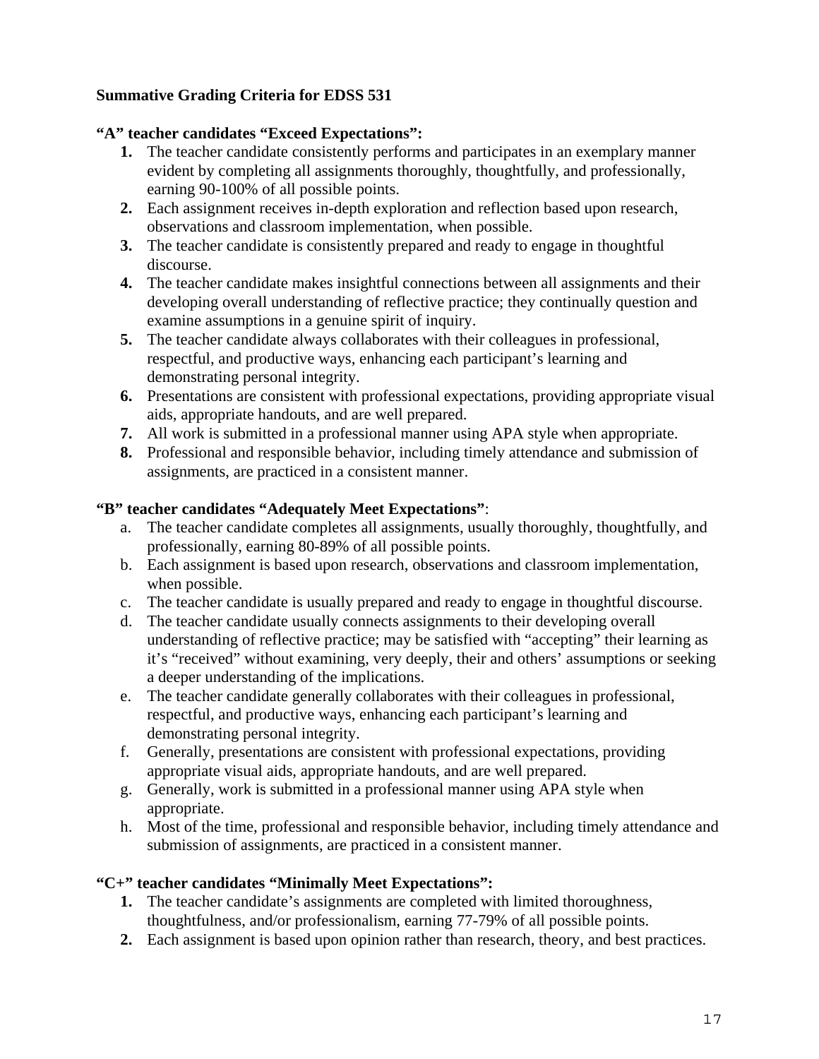**Summative Grading Criteria for EDSS 531**

**"A" teacher candidates "Exceed Expectations":**

1. The teacher candidate consistently performs and participates in an exemplary manner evident by completing all assignments thoroughly, thoughtfully, and professionally, earning 90-100% of all possible points.
2. Each assignment receives in-depth exploration and reflection based upon research, observations and classroom implementation, when possible.
3. The teacher candidate is consistently prepared and ready to engage in thoughtful discourse.
4. The teacher candidate makes insightful connections between all assignments and their developing overall understanding of reflective practice; they continually question and examine assumptions in a genuine spirit of inquiry.
5. The teacher candidate always collaborates with their colleagues in professional, respectful, and productive ways, enhancing each participant's learning and demonstrating personal integrity.
6. Presentations are consistent with professional expectations, providing appropriate visual aids, appropriate handouts, and are well prepared.
7. All work is submitted in a professional manner using APA style when appropriate.
8. Professional and responsible behavior, including timely attendance and submission of assignments, are practiced in a consistent manner.

**"B" teacher candidates "Adequately Meet Expectations"**:

a. The teacher candidate completes all assignments, usually thoroughly, thoughtfully, and professionally, earning 80-89% of all possible points.
b. Each assignment is based upon research, observations and classroom implementation, when possible.
c. The teacher candidate is usually prepared and ready to engage in thoughtful discourse.
d. The teacher candidate usually connects assignments to their developing overall understanding of reflective practice; may be satisfied with "accepting" their learning as it's "received" without examining, very deeply, their and others' assumptions or seeking a deeper understanding of the implications.
e. The teacher candidate generally collaborates with their colleagues in professional, respectful, and productive ways, enhancing each participant's learning and demonstrating personal integrity.
f. Generally, presentations are consistent with professional expectations, providing appropriate visual aids, appropriate handouts, and are well prepared.
g. Generally, work is submitted in a professional manner using APA style when appropriate.
h. Most of the time, professional and responsible behavior, including timely attendance and submission of assignments, are practiced in a consistent manner.

**"C+" teacher candidates "Minimally Meet Expectations":**

1. The teacher candidate's assignments are completed with limited thoroughness, thoughtfulness, and/or professionalism, earning 77-79% of all possible points.
2. Each assignment is based upon opinion rather than research, theory, and best practices.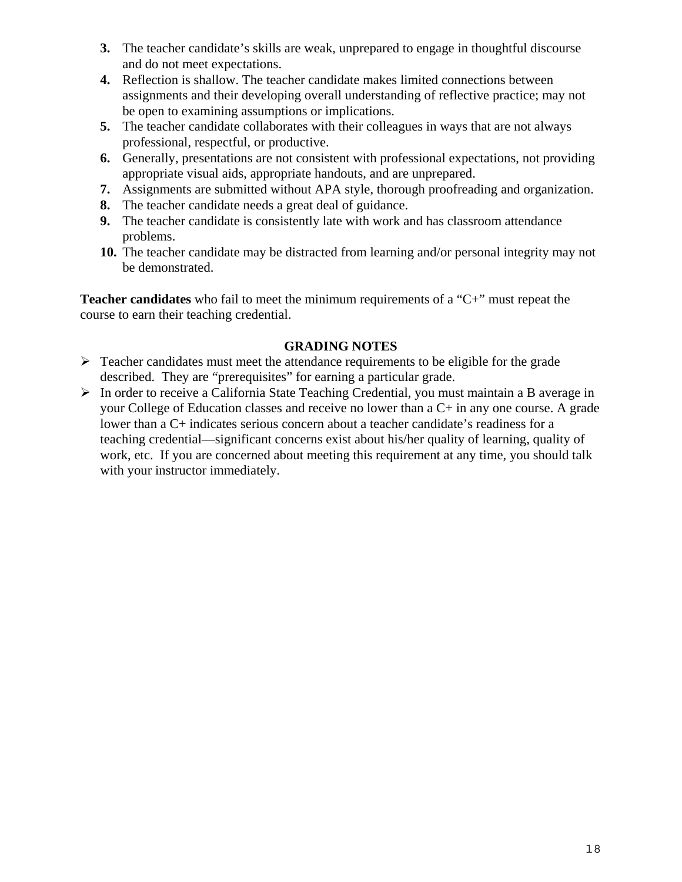3. The teacher candidate's skills are weak, unprepared to engage in thoughtful discourse and do not meet expectations.
4. Reflection is shallow. The teacher candidate makes limited connections between assignments and their developing overall understanding of reflective practice; may not be open to examining assumptions or implications.
5. The teacher candidate collaborates with their colleagues in ways that are not always professional, respectful, or productive.
6. Generally, presentations are not consistent with professional expectations, not providing appropriate visual aids, appropriate handouts, and are unprepared.
7. Assignments are submitted without APA style, thorough proofreading and organization.
8. The teacher candidate needs a great deal of guidance.
9. The teacher candidate is consistently late with work and has classroom attendance problems.
10. The teacher candidate may be distracted from learning and/or personal integrity may not be demonstrated.

**Teacher candidates** who fail to meet the minimum requirements of a "C+" must repeat the course to earn their teaching credential.

## GRADING NOTES

- Teacher candidates must meet the attendance requirements to be eligible for the grade described. They are "prerequisites" for earning a particular grade.
- In order to receive a California State Teaching Credential, you must maintain a B average in your College of Education classes and receive no lower than a C+ in any one course. A grade lower than a C+ indicates serious concern about a teacher candidate's readiness for a teaching credential—significant concerns exist about his/her quality of learning, quality of work, etc. If you are concerned about meeting this requirement at any time, you should talk with your instructor immediately.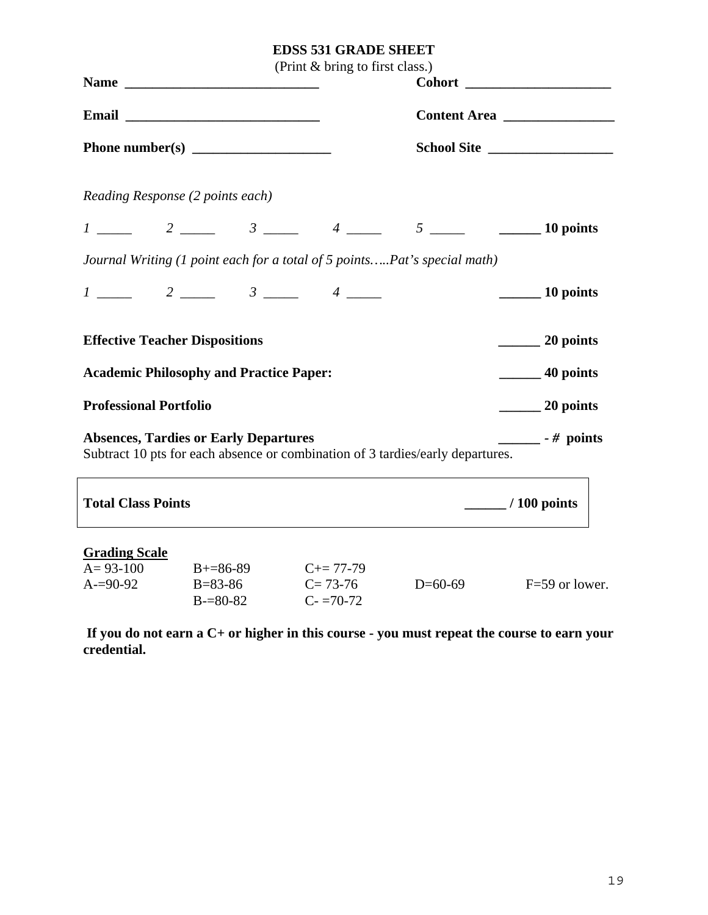**EDSS 531 GRADE SHEET**

(Print & bring to first class.)

**Name** ____________________________ **Cohort** _____________________

**Email** ____________________________ **Content Area** ________________

**Phone number(s)** ____________________ **School Site** __________________

*Reading Response (2 points each)*

*1* _____ *2* _____ *3* _____ *4* _____ *5* _____ **______ 10 points**

*Journal Writing (1 point each for a total of 5 points…..Pat's special math)*

*1* _____ *2* _____ *3* _____ *4* _____ **______ 10 points**

**Effective Teacher Dispositions** **______ 20 points**

**Academic Philosophy and Practice Paper:** **______ 40 points**

**Professional Portfolio** **______ 20 points**

**Absences, Tardies or Early Departures** **______ - *#* points**

Subtract 10 pts for each absence or combination of 3 tardies/early departures.

**Total Class Points** **______ / 100 points**

**Grading Scale**

| | | | | |
|---|---|---|---|---|
| A= 93-100 | B+=86-89 | C+= 77-79 | | |
| A-=90-92 | B=83-86 | C= 73-76 | D=60-69 | F=59 or lower. |
| | B-=80-82 | C- =70-72 | | |

**If you do not earn a C+ or higher in this course - you must repeat the course to earn your credential.**